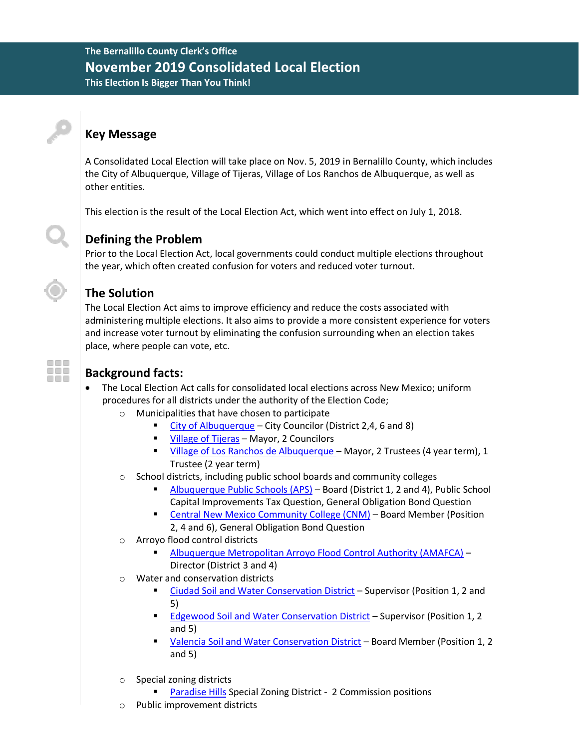The Bernalillo County Clerk's Office

# November 2019 Consolidated Local Election

**This Election Is Bigger Than You Think!**

## Key Message

A Consolidated Local Election will take place on Nov. 5, 2019 in Bernalillo County, which includes the City of Albuquerque, Village of Tijeras, Village of Los Ranchos de Albuquerque, as well as other entities.

This election is the result of the Local Election Act, which went into effect on July 1, 2018.

## Defining the Problem

Prior to the Local Election Act, local governments could conduct multiple elections throughout the year, which often created confusion for voters and reduced voter turnout.

## The Solution

The Local Election Act aims to improve efficiency and reduce the costs associated with administering multiple elections. It also aims to provide a more consistent experience for voters and increase voter turnout by eliminating the confusion surrounding when an election takes place, where people can vote, etc.

## Background facts:

- The Local Election Act calls for consolidated local elections across New Mexico; uniform procedures for all districts under the authority of the Election Code;
  - Municipalities that have chosen to participate
    - City of Albuquerque – City Councilor (District 2,4, 6 and 8)
    - Village of Tijeras – Mayor, 2 Councilors
    - Village of Los Ranchos de Albuquerque – Mayor, 2 Trustees (4 year term), 1 Trustee (2 year term)
  - School districts, including public school boards and community colleges
    - Albuquerque Public Schools (APS) – Board (District 1, 2 and 4), Public School Capital Improvements Tax Question, General Obligation Bond Question
    - Central New Mexico Community College (CNM) – Board Member (Position 2, 4 and 6), General Obligation Bond Question
  - Arroyo flood control districts
    - Albuquerque Metropolitan Arroyo Flood Control Authority (AMAFCA) – Director (District 3 and 4)
  - Water and conservation districts
    - Ciudad Soil and Water Conservation District – Supervisor (Position 1, 2 and 5)
    - Edgewood Soil and Water Conservation District – Supervisor (Position 1, 2 and 5)
    - Valencia Soil and Water Conservation District – Board Member (Position 1, 2 and 5)
  - Special zoning districts
    - Paradise Hills Special Zoning District - 2 Commission positions
  - Public improvement districts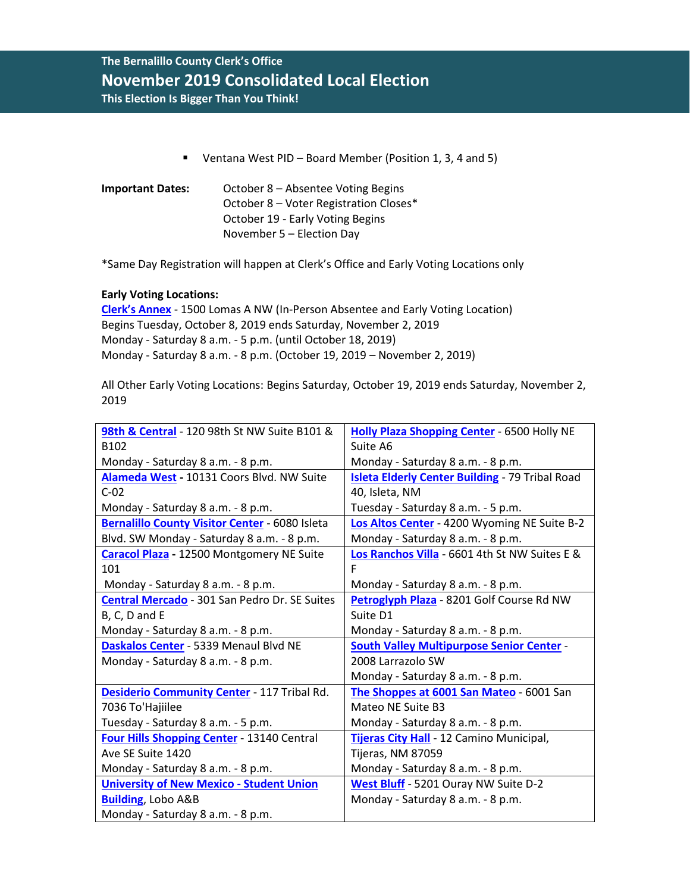**The Bernalillo County Clerk's Office**

# November 2019 Consolidated Local Election

**This Election Is Bigger Than You Think!**

- Ventana West PID – Board Member (Position 1, 3, 4 and 5)

**Important Dates:**

October 8 – Absentee Voting Begins
October 8 – Voter Registration Closes*
October 19 - Early Voting Begins
November 5 – Election Day

*Same Day Registration will happen at Clerk's Office and Early Voting Locations only

**Early Voting Locations:**

**Clerk's Annex** - 1500 Lomas A NW (In-Person Absentee and Early Voting Location)
Begins Tuesday, October 8, 2019 ends Saturday, November 2, 2019
Monday - Saturday 8 a.m. - 5 p.m. (until October 18, 2019)
Monday - Saturday 8 a.m. - 8 p.m. (October 19, 2019 – November 2, 2019)

All Other Early Voting Locations: Begins Saturday, October 19, 2019 ends Saturday, November 2, 2019

| | |
|---|---|
| **98th & Central** - 120 98th St NW Suite B101 & B102 Monday - Saturday 8 a.m. - 8 p.m. | **Holly Plaza Shopping Center** - 6500 Holly NE Suite A6 Monday - Saturday 8 a.m. - 8 p.m. |
| **Alameda West** - 10131 Coors Blvd. NW Suite C-02 Monday - Saturday 8 a.m. - 8 p.m. | **Isleta Elderly Center Building** - 79 Tribal Road 40, Isleta, NM Tuesday - Saturday 8 a.m. - 5 p.m. |
| **Bernalillo County Visitor Center** - 6080 Isleta Blvd. SW Monday - Saturday 8 a.m. - 8 p.m. | **Los Altos Center** - 4200 Wyoming NE Suite B-2 Monday - Saturday 8 a.m. - 8 p.m. |
| **Caracol Plaza** - 12500 Montgomery NE Suite 101 Monday - Saturday 8 a.m. - 8 p.m. | **Los Ranchos Villa** - 6601 4th St NW Suites E & F Monday - Saturday 8 a.m. - 8 p.m. |
| **Central Mercado** - 301 San Pedro Dr. SE Suites B, C, D and E Monday - Saturday 8 a.m. - 8 p.m. | **Petroglyph Plaza** - 8201 Golf Course Rd NW Suite D1 Monday - Saturday 8 a.m. - 8 p.m. |
| **Daskalos Center** - 5339 Menaul Blvd NE Monday - Saturday 8 a.m. - 8 p.m. | **South Valley Multipurpose Senior Center** - 2008 Larrazolo SW Monday - Saturday 8 a.m. - 8 p.m. |
| **Desiderio Community Center** - 117 Tribal Rd. 7036 To'Hajiilee Tuesday - Saturday 8 a.m. - 5 p.m. | **The Shoppes at 6001 San Mateo** - 6001 San Mateo NE Suite B3 Monday - Saturday 8 a.m. - 8 p.m. |
| **Four Hills Shopping Center** - 13140 Central Ave SE Suite 1420 Monday - Saturday 8 a.m. - 8 p.m. | **Tijeras City Hall** - 12 Camino Municipal, Tijeras, NM 87059 Monday - Saturday 8 a.m. - 8 p.m. |
| **University of New Mexico - Student Union Building**, Lobo A&B Monday - Saturday 8 a.m. - 8 p.m. | **West Bluff** - 5201 Ouray NW Suite D-2 Monday - Saturday 8 a.m. - 8 p.m. |